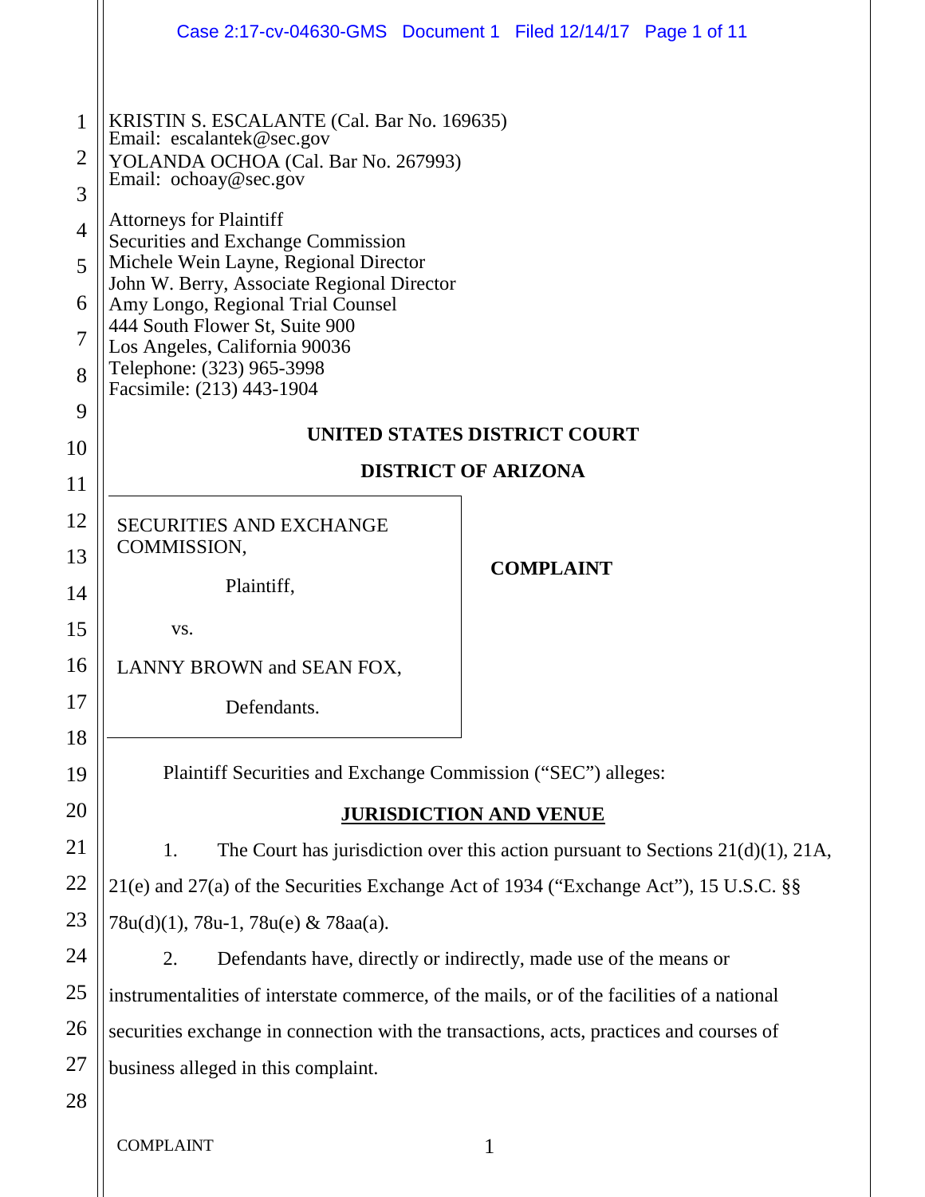KRISTIN S. ESCALANTE (Cal. Bar No. 169635)
Email: escalantek@sec.gov
YOLANDA OCHOA (Cal. Bar No. 267993)
Email: ochoay@sec.gov

Attorneys for Plaintiff
Securities and Exchange Commission
Michele Wein Layne, Regional Director
John W. Berry, Associate Regional Director
Amy Longo, Regional Trial Counsel
444 South Flower St, Suite 900
Los Angeles, California 90036
Telephone: (323) 965-3998
Facsimile: (213) 443-1904

**UNITED STATES DISTRICT COURT**

**DISTRICT OF ARIZONA**

SECURITIES AND EXCHANGE COMMISSION,

Plaintiff,

vs.

LANNY BROWN and SEAN FOX,

Defendants.

**COMPLAINT**

Plaintiff Securities and Exchange Commission ("SEC") alleges:

## JURISDICTION AND VENUE

1. The Court has jurisdiction over this action pursuant to Sections 21(d)(1), 21A, 21(e) and 27(a) of the Securities Exchange Act of 1934 ("Exchange Act"), 15 U.S.C. §§ 78u(d)(1), 78u-1, 78u(e) & 78aa(a).

2. Defendants have, directly or indirectly, made use of the means or instrumentalities of interstate commerce, of the mails, or of the facilities of a national securities exchange in connection with the transactions, acts, practices and courses of business alleged in this complaint.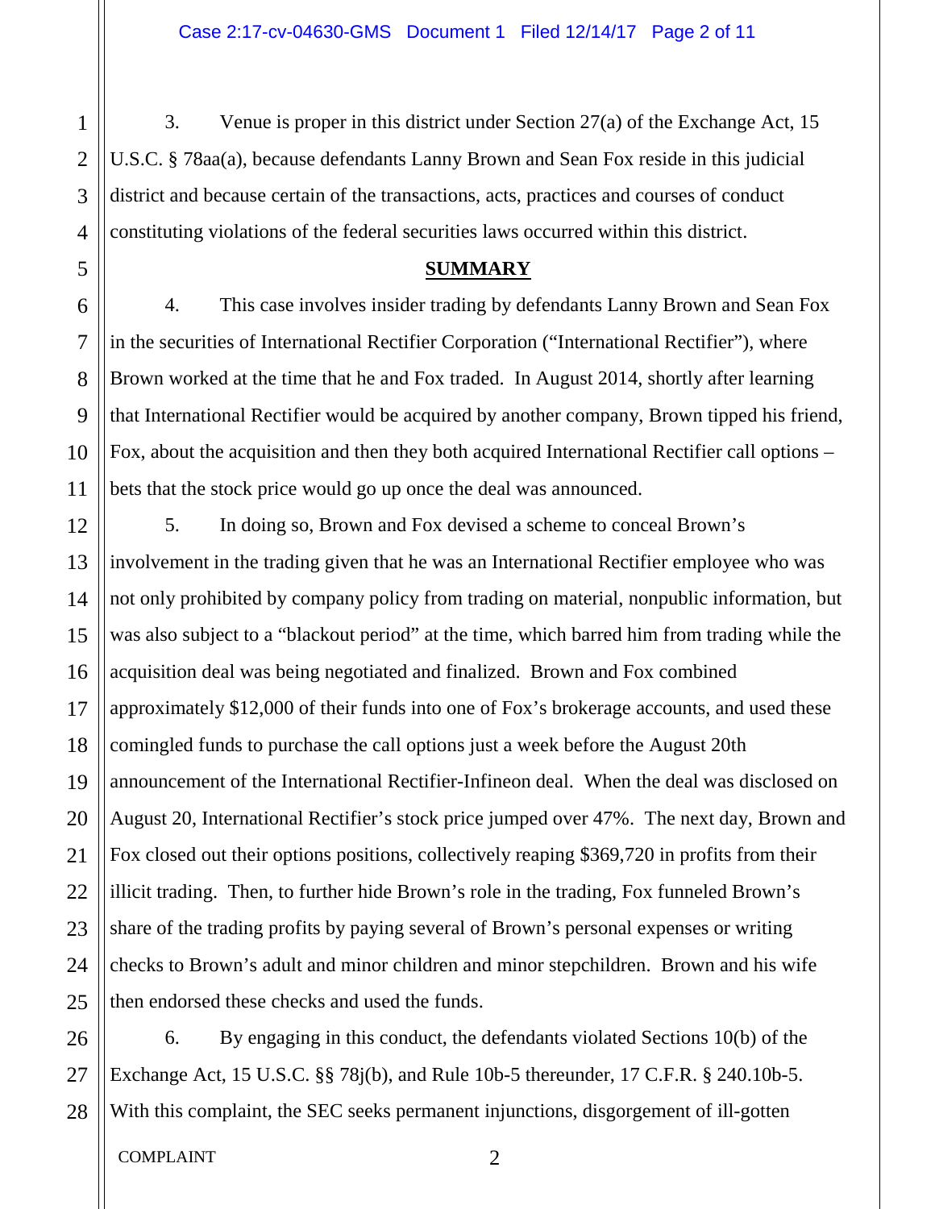3. Venue is proper in this district under Section 27(a) of the Exchange Act, 15 U.S.C. § 78aa(a), because defendants Lanny Brown and Sean Fox reside in this judicial district and because certain of the transactions, acts, practices and courses of conduct constituting violations of the federal securities laws occurred within this district.

## SUMMARY

4. This case involves insider trading by defendants Lanny Brown and Sean Fox in the securities of International Rectifier Corporation ("International Rectifier"), where Brown worked at the time that he and Fox traded. In August 2014, shortly after learning that International Rectifier would be acquired by another company, Brown tipped his friend, Fox, about the acquisition and then they both acquired International Rectifier call options – bets that the stock price would go up once the deal was announced.

5. In doing so, Brown and Fox devised a scheme to conceal Brown's involvement in the trading given that he was an International Rectifier employee who was not only prohibited by company policy from trading on material, nonpublic information, but was also subject to a "blackout period" at the time, which barred him from trading while the acquisition deal was being negotiated and finalized. Brown and Fox combined approximately $12,000 of their funds into one of Fox's brokerage accounts, and used these comingled funds to purchase the call options just a week before the August 20th announcement of the International Rectifier-Infineon deal. When the deal was disclosed on August 20, International Rectifier's stock price jumped over 47%. The next day, Brown and Fox closed out their options positions, collectively reaping $369,720 in profits from their illicit trading. Then, to further hide Brown's role in the trading, Fox funneled Brown's share of the trading profits by paying several of Brown's personal expenses or writing checks to Brown's adult and minor children and minor stepchildren. Brown and his wife then endorsed these checks and used the funds.

6. By engaging in this conduct, the defendants violated Sections 10(b) of the Exchange Act, 15 U.S.C. §§ 78j(b), and Rule 10b-5 thereunder, 17 C.F.R. § 240.10b-5. With this complaint, the SEC seeks permanent injunctions, disgorgement of ill-gotten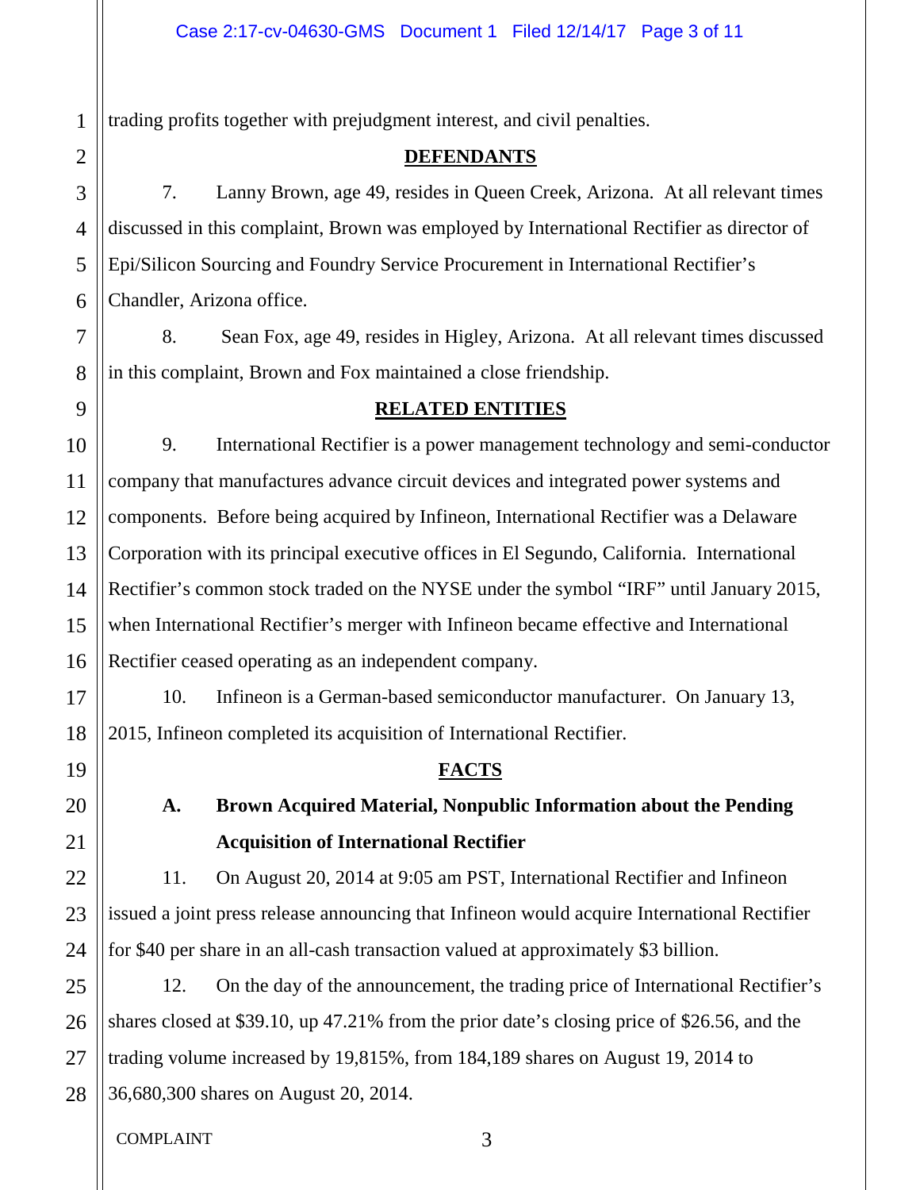trading profits together with prejudgment interest, and civil penalties.

## DEFENDANTS

7. Lanny Brown, age 49, resides in Queen Creek, Arizona. At all relevant times discussed in this complaint, Brown was employed by International Rectifier as director of Epi/Silicon Sourcing and Foundry Service Procurement in International Rectifier's Chandler, Arizona office.

8. Sean Fox, age 49, resides in Higley, Arizona. At all relevant times discussed in this complaint, Brown and Fox maintained a close friendship.

## RELATED ENTITIES

9. International Rectifier is a power management technology and semi-conductor company that manufactures advance circuit devices and integrated power systems and components. Before being acquired by Infineon, International Rectifier was a Delaware Corporation with its principal executive offices in El Segundo, California. International Rectifier's common stock traded on the NYSE under the symbol "IRF" until January 2015, when International Rectifier's merger with Infineon became effective and International Rectifier ceased operating as an independent company.

10. Infineon is a German-based semiconductor manufacturer. On January 13, 2015, Infineon completed its acquisition of International Rectifier.

## FACTS

### A. Brown Acquired Material, Nonpublic Information about the Pending Acquisition of International Rectifier

11. On August 20, 2014 at 9:05 am PST, International Rectifier and Infineon issued a joint press release announcing that Infineon would acquire International Rectifier for $40 per share in an all-cash transaction valued at approximately $3 billion.

12. On the day of the announcement, the trading price of International Rectifier's shares closed at $39.10, up 47.21% from the prior date's closing price of $26.56, and the trading volume increased by 19,815%, from 184,189 shares on August 19, 2014 to 36,680,300 shares on August 20, 2014.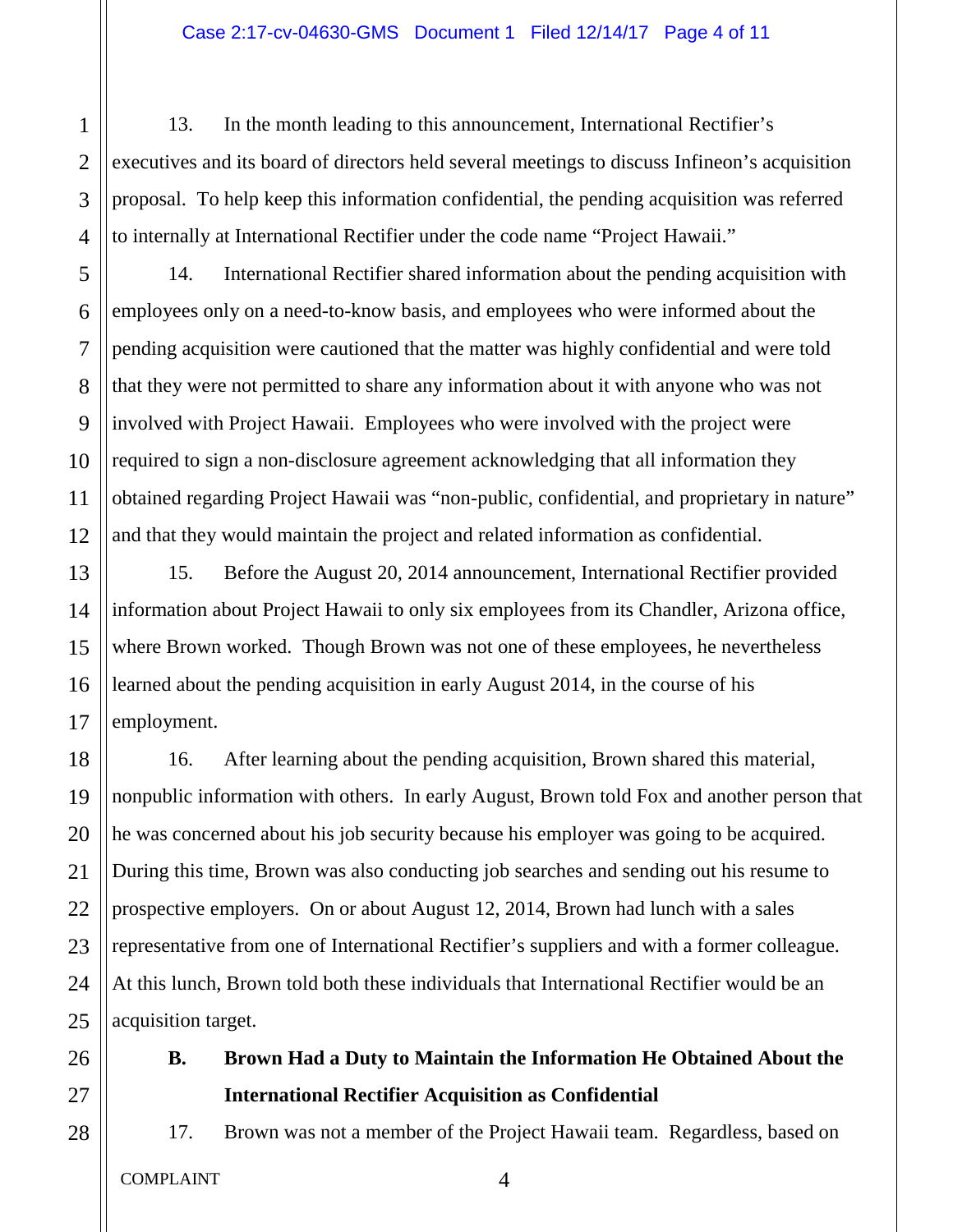13. In the month leading to this announcement, International Rectifier's executives and its board of directors held several meetings to discuss Infineon's acquisition proposal. To help keep this information confidential, the pending acquisition was referred to internally at International Rectifier under the code name "Project Hawaii."

14. International Rectifier shared information about the pending acquisition with employees only on a need-to-know basis, and employees who were informed about the pending acquisition were cautioned that the matter was highly confidential and were told that they were not permitted to share any information about it with anyone who was not involved with Project Hawaii. Employees who were involved with the project were required to sign a non-disclosure agreement acknowledging that all information they obtained regarding Project Hawaii was "non-public, confidential, and proprietary in nature" and that they would maintain the project and related information as confidential.

15. Before the August 20, 2014 announcement, International Rectifier provided information about Project Hawaii to only six employees from its Chandler, Arizona office, where Brown worked. Though Brown was not one of these employees, he nevertheless learned about the pending acquisition in early August 2014, in the course of his employment.

16. After learning about the pending acquisition, Brown shared this material, nonpublic information with others. In early August, Brown told Fox and another person that he was concerned about his job security because his employer was going to be acquired. During this time, Brown was also conducting job searches and sending out his resume to prospective employers. On or about August 12, 2014, Brown had lunch with a sales representative from one of International Rectifier's suppliers and with a former colleague. At this lunch, Brown told both these individuals that International Rectifier would be an acquisition target.

### B. Brown Had a Duty to Maintain the Information He Obtained About the International Rectifier Acquisition as Confidential

17. Brown was not a member of the Project Hawaii team. Regardless, based on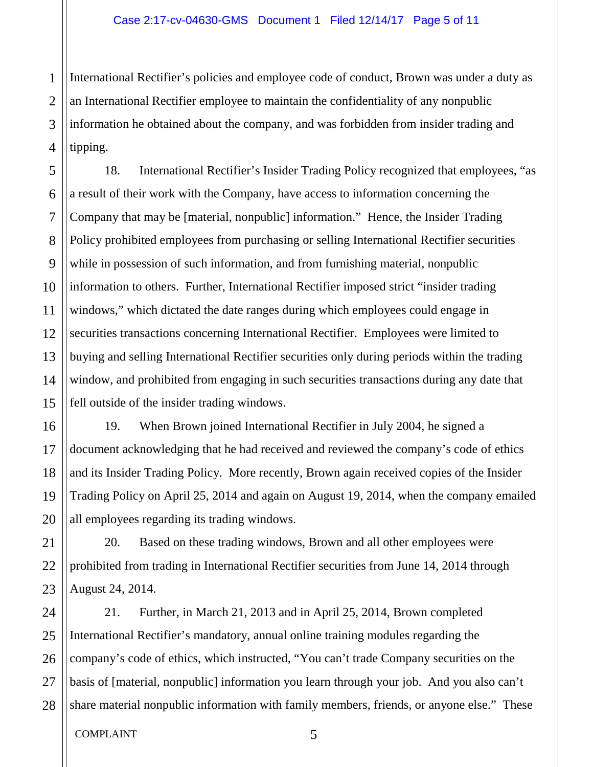International Rectifier's policies and employee code of conduct, Brown was under a duty as an International Rectifier employee to maintain the confidentiality of any nonpublic information he obtained about the company, and was forbidden from insider trading and tipping.

18. International Rectifier's Insider Trading Policy recognized that employees, "as a result of their work with the Company, have access to information concerning the Company that may be [material, nonpublic] information." Hence, the Insider Trading Policy prohibited employees from purchasing or selling International Rectifier securities while in possession of such information, and from furnishing material, nonpublic information to others. Further, International Rectifier imposed strict "insider trading windows," which dictated the date ranges during which employees could engage in securities transactions concerning International Rectifier. Employees were limited to buying and selling International Rectifier securities only during periods within the trading window, and prohibited from engaging in such securities transactions during any date that fell outside of the insider trading windows.

19. When Brown joined International Rectifier in July 2004, he signed a document acknowledging that he had received and reviewed the company's code of ethics and its Insider Trading Policy. More recently, Brown again received copies of the Insider Trading Policy on April 25, 2014 and again on August 19, 2014, when the company emailed all employees regarding its trading windows.

20. Based on these trading windows, Brown and all other employees were prohibited from trading in International Rectifier securities from June 14, 2014 through August 24, 2014.

21. Further, in March 21, 2013 and in April 25, 2014, Brown completed International Rectifier's mandatory, annual online training modules regarding the company's code of ethics, which instructed, "You can't trade Company securities on the basis of [material, nonpublic] information you learn through your job. And you also can't share material nonpublic information with family members, friends, or anyone else." These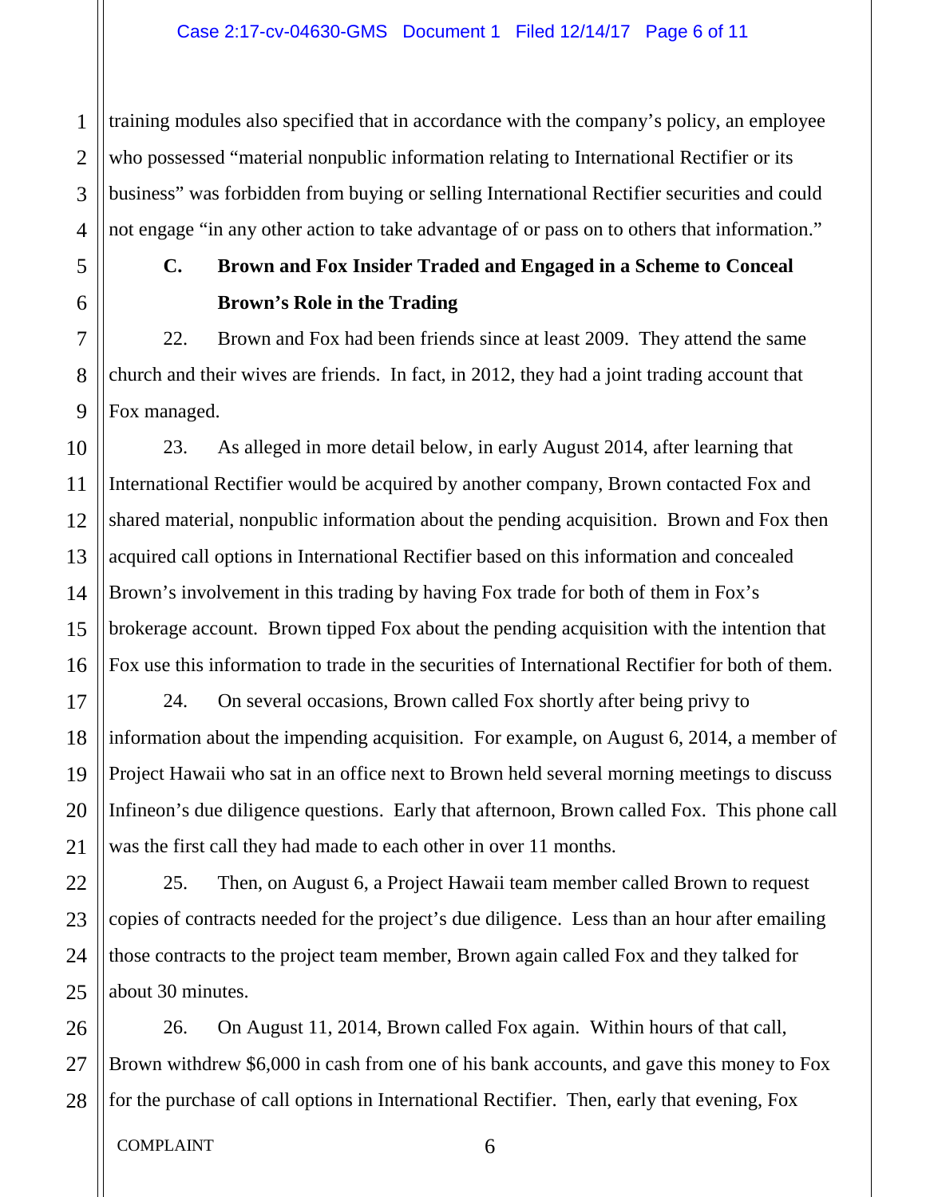training modules also specified that in accordance with the company's policy, an employee who possessed "material nonpublic information relating to International Rectifier or its business" was forbidden from buying or selling International Rectifier securities and could not engage "in any other action to take advantage of or pass on to others that information."

### C. Brown and Fox Insider Traded and Engaged in a Scheme to Conceal Brown's Role in the Trading

22. Brown and Fox had been friends since at least 2009. They attend the same church and their wives are friends. In fact, in 2012, they had a joint trading account that Fox managed.

23. As alleged in more detail below, in early August 2014, after learning that International Rectifier would be acquired by another company, Brown contacted Fox and shared material, nonpublic information about the pending acquisition. Brown and Fox then acquired call options in International Rectifier based on this information and concealed Brown's involvement in this trading by having Fox trade for both of them in Fox's brokerage account. Brown tipped Fox about the pending acquisition with the intention that Fox use this information to trade in the securities of International Rectifier for both of them.

24. On several occasions, Brown called Fox shortly after being privy to information about the impending acquisition. For example, on August 6, 2014, a member of Project Hawaii who sat in an office next to Brown held several morning meetings to discuss Infineon's due diligence questions. Early that afternoon, Brown called Fox. This phone call was the first call they had made to each other in over 11 months.

25. Then, on August 6, a Project Hawaii team member called Brown to request copies of contracts needed for the project's due diligence. Less than an hour after emailing those contracts to the project team member, Brown again called Fox and they talked for about 30 minutes.

26. On August 11, 2014, Brown called Fox again. Within hours of that call, Brown withdrew $6,000 in cash from one of his bank accounts, and gave this money to Fox for the purchase of call options in International Rectifier. Then, early that evening, Fox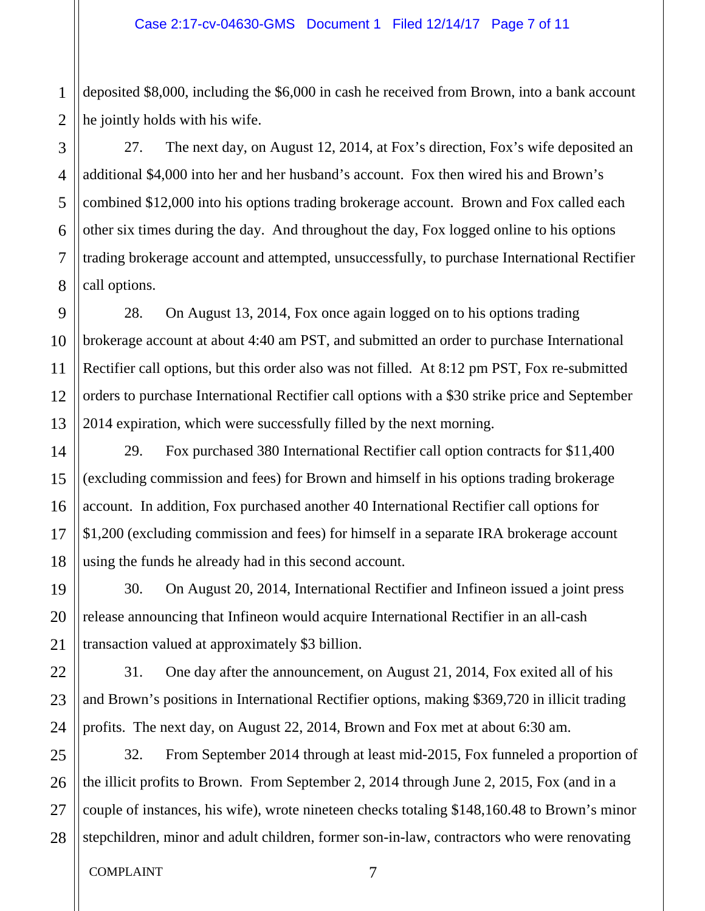deposited $8,000, including the $6,000 in cash he received from Brown, into a bank account he jointly holds with his wife.

27. The next day, on August 12, 2014, at Fox's direction, Fox's wife deposited an additional $4,000 into her and her husband's account. Fox then wired his and Brown's combined $12,000 into his options trading brokerage account. Brown and Fox called each other six times during the day. And throughout the day, Fox logged online to his options trading brokerage account and attempted, unsuccessfully, to purchase International Rectifier call options.

28. On August 13, 2014, Fox once again logged on to his options trading brokerage account at about 4:40 am PST, and submitted an order to purchase International Rectifier call options, but this order also was not filled. At 8:12 pm PST, Fox re-submitted orders to purchase International Rectifier call options with a $30 strike price and September 2014 expiration, which were successfully filled by the next morning.

29. Fox purchased 380 International Rectifier call option contracts for $11,400 (excluding commission and fees) for Brown and himself in his options trading brokerage account. In addition, Fox purchased another 40 International Rectifier call options for $1,200 (excluding commission and fees) for himself in a separate IRA brokerage account using the funds he already had in this second account.

30. On August 20, 2014, International Rectifier and Infineon issued a joint press release announcing that Infineon would acquire International Rectifier in an all-cash transaction valued at approximately $3 billion.

31. One day after the announcement, on August 21, 2014, Fox exited all of his and Brown's positions in International Rectifier options, making $369,720 in illicit trading profits. The next day, on August 22, 2014, Brown and Fox met at about 6:30 am.

32. From September 2014 through at least mid-2015, Fox funneled a proportion of the illicit profits to Brown. From September 2, 2014 through June 2, 2015, Fox (and in a couple of instances, his wife), wrote nineteen checks totaling $148,160.48 to Brown's minor stepchildren, minor and adult children, former son-in-law, contractors who were renovating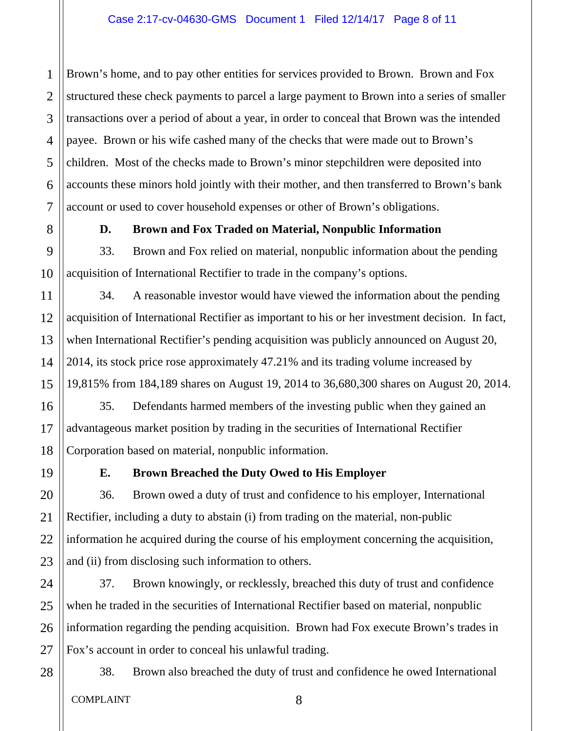Brown's home, and to pay other entities for services provided to Brown. Brown and Fox structured these check payments to parcel a large payment to Brown into a series of smaller transactions over a period of about a year, in order to conceal that Brown was the intended payee. Brown or his wife cashed many of the checks that were made out to Brown's children. Most of the checks made to Brown's minor stepchildren were deposited into accounts these minors hold jointly with their mother, and then transferred to Brown's bank account or used to cover household expenses or other of Brown's obligations.

### D. Brown and Fox Traded on Material, Nonpublic Information

33. Brown and Fox relied on material, nonpublic information about the pending acquisition of International Rectifier to trade in the company's options.

34. A reasonable investor would have viewed the information about the pending acquisition of International Rectifier as important to his or her investment decision. In fact, when International Rectifier's pending acquisition was publicly announced on August 20, 2014, its stock price rose approximately 47.21% and its trading volume increased by 19,815% from 184,189 shares on August 19, 2014 to 36,680,300 shares on August 20, 2014.

35. Defendants harmed members of the investing public when they gained an advantageous market position by trading in the securities of International Rectifier Corporation based on material, nonpublic information.

### E. Brown Breached the Duty Owed to His Employer

36. Brown owed a duty of trust and confidence to his employer, International Rectifier, including a duty to abstain (i) from trading on the material, non-public information he acquired during the course of his employment concerning the acquisition, and (ii) from disclosing such information to others.

37. Brown knowingly, or recklessly, breached this duty of trust and confidence when he traded in the securities of International Rectifier based on material, nonpublic information regarding the pending acquisition. Brown had Fox execute Brown's trades in Fox's account in order to conceal his unlawful trading.

38. Brown also breached the duty of trust and confidence he owed International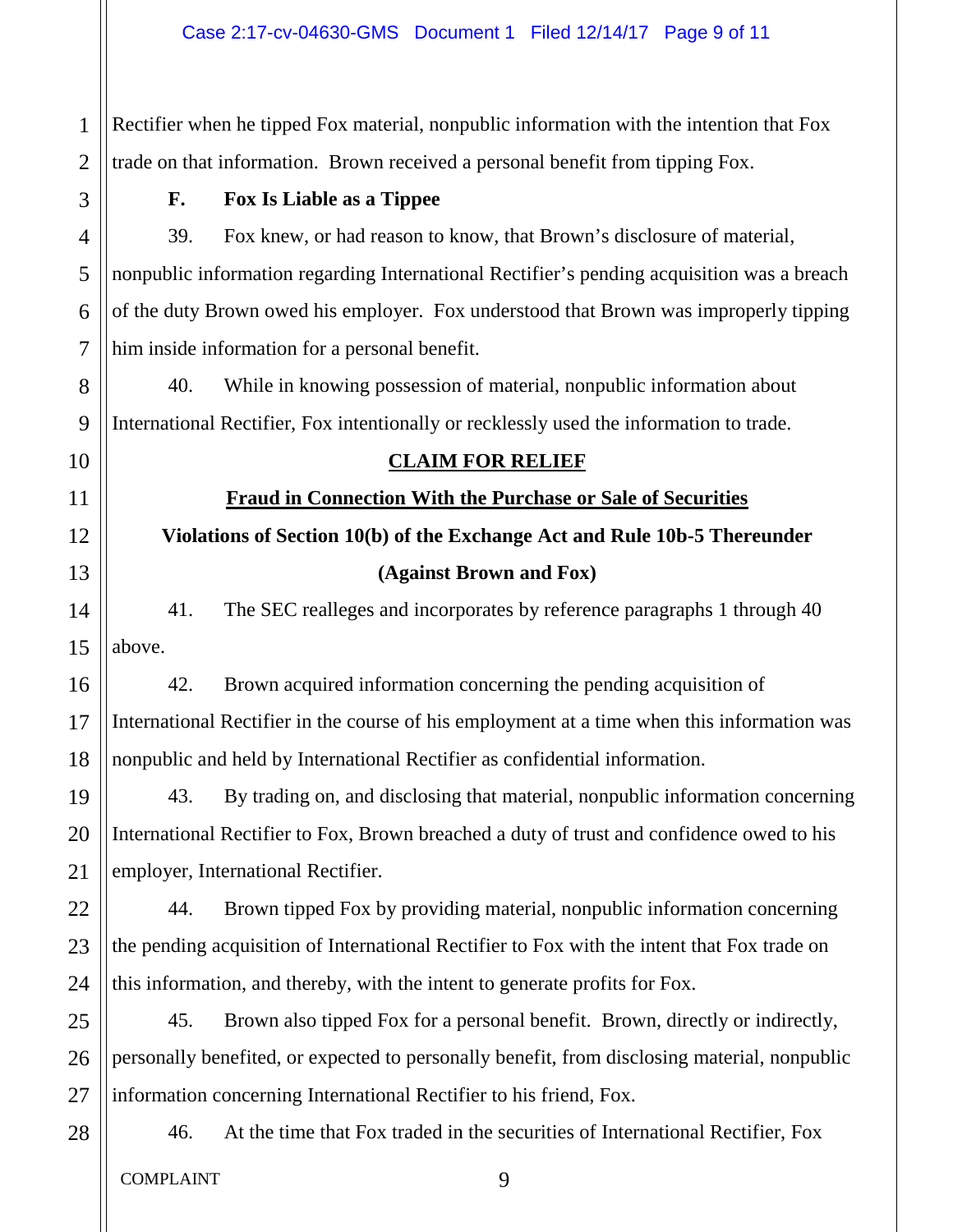Rectifier when he tipped Fox material, nonpublic information with the intention that Fox trade on that information. Brown received a personal benefit from tipping Fox.

### F. Fox Is Liable as a Tippee

39. Fox knew, or had reason to know, that Brown's disclosure of material, nonpublic information regarding International Rectifier's pending acquisition was a breach of the duty Brown owed his employer. Fox understood that Brown was improperly tipping him inside information for a personal benefit.

40. While in knowing possession of material, nonpublic information about International Rectifier, Fox intentionally or recklessly used the information to trade.

## CLAIM FOR RELIEF

### Fraud in Connection With the Purchase or Sale of Securities

### Violations of Section 10(b) of the Exchange Act and Rule 10b-5 Thereunder

### (Against Brown and Fox)

41. The SEC realleges and incorporates by reference paragraphs 1 through 40 above.

42. Brown acquired information concerning the pending acquisition of International Rectifier in the course of his employment at a time when this information was nonpublic and held by International Rectifier as confidential information.

43. By trading on, and disclosing that material, nonpublic information concerning International Rectifier to Fox, Brown breached a duty of trust and confidence owed to his employer, International Rectifier.

44. Brown tipped Fox by providing material, nonpublic information concerning the pending acquisition of International Rectifier to Fox with the intent that Fox trade on this information, and thereby, with the intent to generate profits for Fox.

45. Brown also tipped Fox for a personal benefit. Brown, directly or indirectly, personally benefited, or expected to personally benefit, from disclosing material, nonpublic information concerning International Rectifier to his friend, Fox.

46. At the time that Fox traded in the securities of International Rectifier, Fox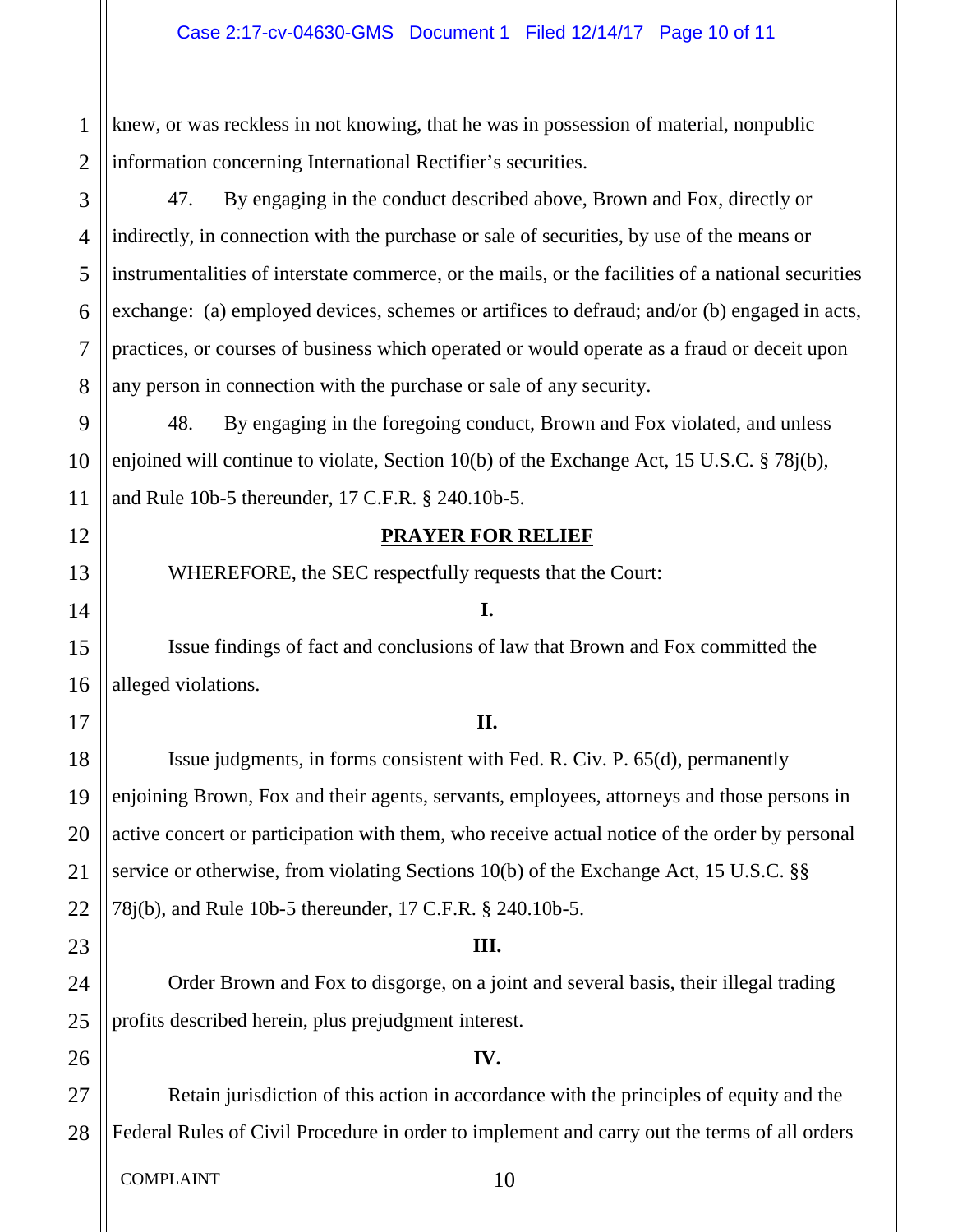knew, or was reckless in not knowing, that he was in possession of material, nonpublic information concerning International Rectifier's securities.

47. By engaging in the conduct described above, Brown and Fox, directly or indirectly, in connection with the purchase or sale of securities, by use of the means or instrumentalities of interstate commerce, or the mails, or the facilities of a national securities exchange: (a) employed devices, schemes or artifices to defraud; and/or (b) engaged in acts, practices, or courses of business which operated or would operate as a fraud or deceit upon any person in connection with the purchase or sale of any security.

48. By engaging in the foregoing conduct, Brown and Fox violated, and unless enjoined will continue to violate, Section 10(b) of the Exchange Act, 15 U.S.C. § 78j(b), and Rule 10b-5 thereunder, 17 C.F.R. § 240.10b-5.

## PRAYER FOR RELIEF

WHEREFORE, the SEC respectfully requests that the Court:

**I.**

Issue findings of fact and conclusions of law that Brown and Fox committed the alleged violations.

**II.**

Issue judgments, in forms consistent with Fed. R. Civ. P. 65(d), permanently enjoining Brown, Fox and their agents, servants, employees, attorneys and those persons in active concert or participation with them, who receive actual notice of the order by personal service or otherwise, from violating Sections 10(b) of the Exchange Act, 15 U.S.C. §§ 78j(b), and Rule 10b-5 thereunder, 17 C.F.R. § 240.10b-5.

**III.**

Order Brown and Fox to disgorge, on a joint and several basis, their illegal trading profits described herein, plus prejudgment interest.

**IV.**

Retain jurisdiction of this action in accordance with the principles of equity and the Federal Rules of Civil Procedure in order to implement and carry out the terms of all orders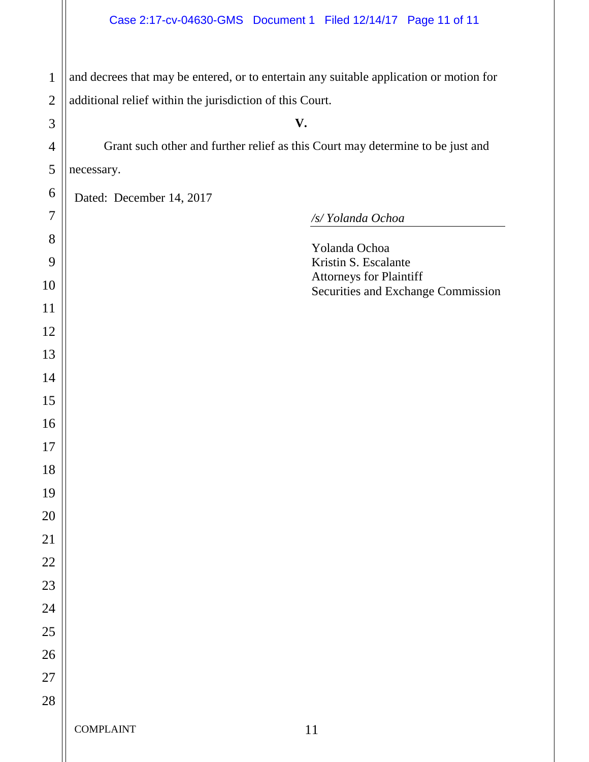and decrees that may be entered, or to entertain any suitable application or motion for additional relief within the jurisdiction of this Court.

**V.**

Grant such other and further relief as this Court may determine to be just and necessary.

Dated: December 14, 2017

*/s/ Yolanda Ochoa*

Yolanda Ochoa
Kristin S. Escalante
Attorneys for Plaintiff
Securities and Exchange Commission